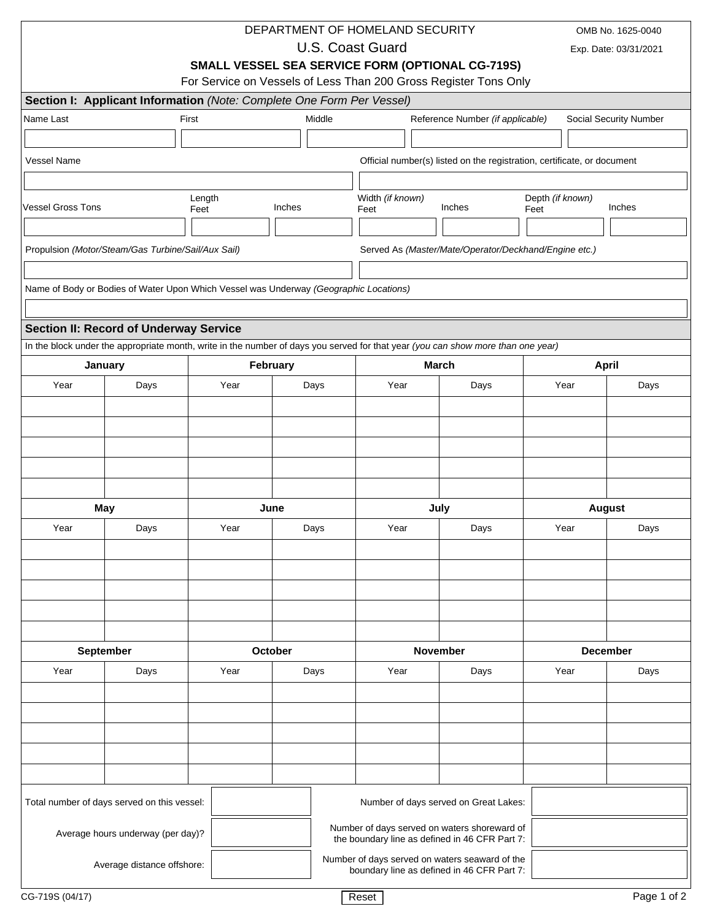DEPARTMENT OF HOMELAND SECURITY

U.S. Coast Guard

OMB No. 1625-0040

Exp. Date: 03/31/2021

# SMALL VESSEL SEA SERVICE FORM (OPTIONAL CG-719S)

For Service on Vessels of Less Than 200 Gross Register Tons Only

## Section I: Applicant Information *(Note: Complete One Form Per Vessel)*

| Name Last | First | Middle | Reference Number *(if applicable)* | Social Security Number |
|---|---|---|---|---|
| | | | | |

| Vessel Name | Official number(s) listed on the registration, certificate, or document |
|---|---|
| | |

| Vessel Gross Tons | Length Feet | Inches | Width *(if known)* Feet | Inches | Depth *(if known)* Feet | Inches |
|---|---|---|---|---|---|---|
| | | | | | | |

| Propulsion *(Motor/Steam/Gas Turbine/Sail/Aux Sail)* | Served As *(Master/Mate/Operator/Deckhand/Engine etc.)* |
|---|---|
| | |

| Name of Body or Bodies of Water Upon Which Vessel was Underway *(Geographic Locations)* |
|---|
| |

## Section II: Record of Underway Service

In the block under the appropriate month, write in the number of days you served for that year *(you can show more than one year)*

| January | | February | | March | | April | |
|---|---|---|---|---|---|---|---|
| Year | Days | Year | Days | Year | Days | Year | Days |
| | | | | | | | |
| | | | | | | | |
| | | | | | | | |
| | | | | | | | |
| | | | | | | | |

| May | | June | | July | | August | |
|---|---|---|---|---|---|---|---|
| Year | Days | Year | Days | Year | Days | Year | Days |
| | | | | | | | |
| | | | | | | | |
| | | | | | | | |
| | | | | | | | |
| | | | | | | | |

| September | | October | | November | | December | |
|---|---|---|---|---|---|---|---|
| Year | Days | Year | Days | Year | Days | Year | Days |
| | | | | | | | |
| | | | | | | | |
| | | | | | | | |
| | | | | | | | |
| | | | | | | | |

| | | | |
|---|---|---|---|
| Total number of days served on this vessel: | | Number of days served on Great Lakes: | |
| Average hours underway (per day)? | | Number of days served on waters shoreward of the boundary line as defined in 46 CFR Part 7: | |
| Average distance offshore: | | Number of days served on waters seaward of the boundary line as defined in 46 CFR Part 7: | |

CG-719S (04/17)

Reset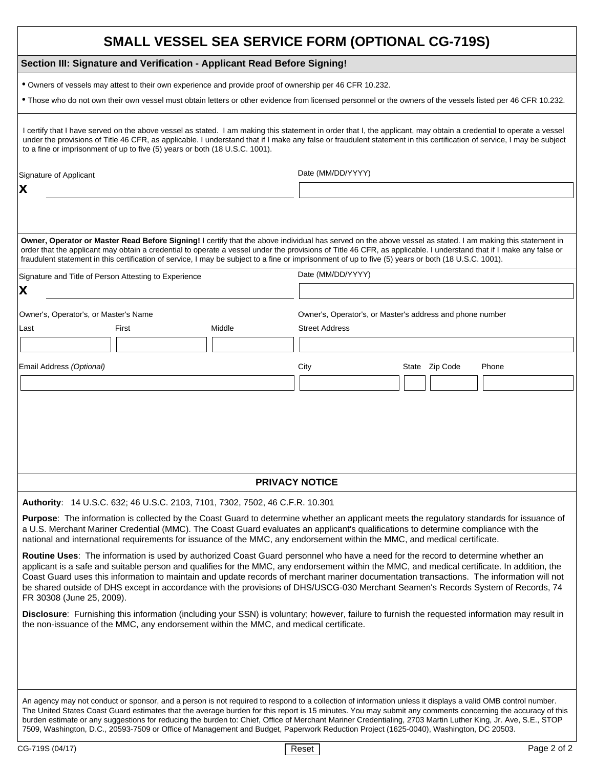# SMALL VESSEL SEA SERVICE FORM (OPTIONAL CG-719S)

## Section III: Signature and Verification - Applicant Read Before Signing!

- Owners of vessels may attest to their own experience and provide proof of ownership per 46 CFR 10.232.
- Those who do not own their own vessel must obtain letters or other evidence from licensed personnel or the owners of the vessels listed per 46 CFR 10.232.

I certify that I have served on the above vessel as stated. I am making this statement in order that I, the applicant, may obtain a credential to operate a vessel under the provisions of Title 46 CFR, as applicable. I understand that if I make any false or fraudulent statement in this certification of service, I may be subject to a fine or imprisonment of up to five (5) years or both (18 U.S.C. 1001).

Signature of Applicant

**X** ______________________________

Date (MM/DD/YYYY)

**Owner, Operator or Master Read Before Signing!** I certify that the above individual has served on the above vessel as stated. I am making this statement in order that the applicant may obtain a credential to operate a vessel under the provisions of Title 46 CFR, as applicable. I understand that if I make any false or fraudulent statement in this certification of service, I may be subject to a fine or imprisonment of up to five (5) years or both (18 U.S.C. 1001).

Signature and Title of Person Attesting to Experience

**X** ______________________________

Date (MM/DD/YYYY)

Owner's, Operator's, or Master's Name

Last | First | Middle

Owner's, Operator's, or Master's address and phone number

Street Address

Email Address *(Optional)*

City | State | Zip Code | Phone

## PRIVACY NOTICE

**Authority**: 14 U.S.C. 632; 46 U.S.C. 2103, 7101, 7302, 7502, 46 C.F.R. 10.301

**Purpose**: The information is collected by the Coast Guard to determine whether an applicant meets the regulatory standards for issuance of a U.S. Merchant Mariner Credential (MMC). The Coast Guard evaluates an applicant's qualifications to determine compliance with the national and international requirements for issuance of the MMC, any endorsement within the MMC, and medical certificate.

**Routine Uses**: The information is used by authorized Coast Guard personnel who have a need for the record to determine whether an applicant is a safe and suitable person and qualifies for the MMC, any endorsement within the MMC, and medical certificate. In addition, the Coast Guard uses this information to maintain and update records of merchant mariner documentation transactions. The information will not be shared outside of DHS except in accordance with the provisions of DHS/USCG-030 Merchant Seamen's Records System of Records, 74 FR 30308 (June 25, 2009).

**Disclosure**: Furnishing this information (including your SSN) is voluntary; however, failure to furnish the requested information may result in the non-issuance of the MMC, any endorsement within the MMC, and medical certificate.

An agency may not conduct or sponsor, and a person is not required to respond to a collection of information unless it displays a valid OMB control number. The United States Coast Guard estimates that the average burden for this report is 15 minutes. You may submit any comments concerning the accuracy of this burden estimate or any suggestions for reducing the burden to: Chief, Office of Merchant Mariner Credentialing, 2703 Martin Luther King, Jr. Ave, S.E., STOP 7509, Washington, D.C., 20593-7509 or Office of Management and Budget, Paperwork Reduction Project (1625-0040), Washington, DC 20503.

CG-719S (04/17)

Reset